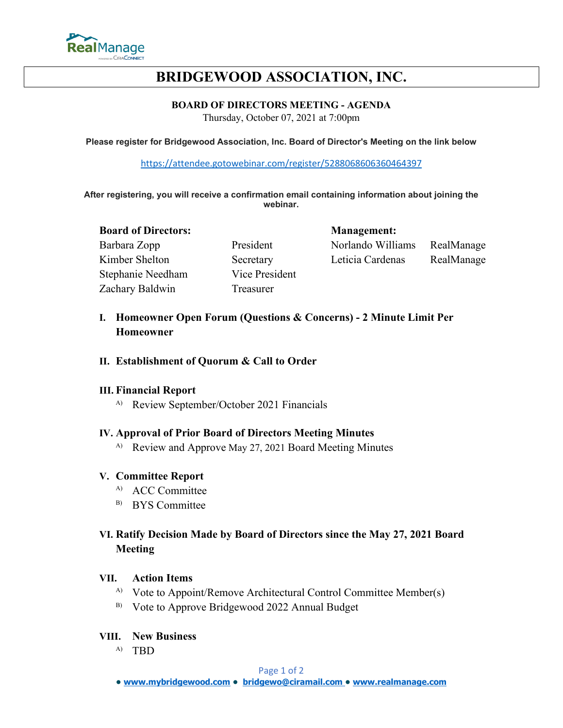# BRIDGEWOOD ASSOCIATION, INC.

**BOARD OF DIRECTORS MEETING - AGENDA**

Thursday, October 07, 2021 at 7:00pm

**Please register for Bridgewood Association, Inc. Board of Director's Meeting on the link below**

https://attendee.gotowebinar.com/register/5288068606360464397

**After registering, you will receive a confirmation email containing information about joining the webinar.**

| **Board of Directors:** | | **Management:** | |
|---|---|---|---|
| Barbara Zopp | President | Norlando Williams | RealManage |
| Kimber Shelton | Secretary | Leticia Cardenas | RealManage |
| Stephanie Needham | Vice President | | |
| Zachary Baldwin | Treasurer | | |

## I. Homeowner Open Forum (Questions & Concerns) - 2 Minute Limit Per Homeowner

## II. Establishment of Quorum & Call to Order

## III. Financial Report

A) Review September/October 2021 Financials

## IV. Approval of Prior Board of Directors Meeting Minutes

A) Review and Approve May 27, 2021 Board Meeting Minutes

## V. Committee Report

A) ACC Committee

B) BYS Committee

## VI. Ratify Decision Made by Board of Directors since the May 27, 2021 Board Meeting

## VII. Action Items

A) Vote to Appoint/Remove Architectural Control Committee Member(s)

B) Vote to Approve Bridgewood 2022 Annual Budget

## VIII. New Business

A) TBD

● www.mybridgewood.com ● bridgewo@ciramail.com ● www.realmanage.com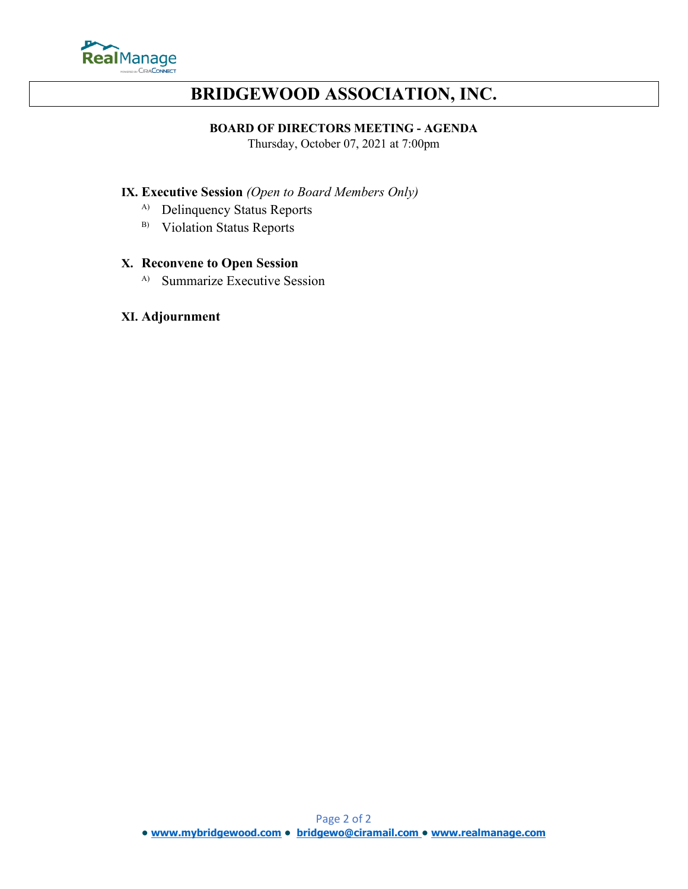# BRIDGEWOOD ASSOCIATION, INC.

**BOARD OF DIRECTORS MEETING - AGENDA**

Thursday, October 07, 2021 at 7:00pm

**IX. Executive Session** *(Open to Board Members Only)*

- A) Delinquency Status Reports
- B) Violation Status Reports

**X. Reconvene to Open Session**

- A) Summarize Executive Session

**XI. Adjournment**

● www.mybridgewood.com ● bridgewo@ciramail.com ● www.realmanage.com